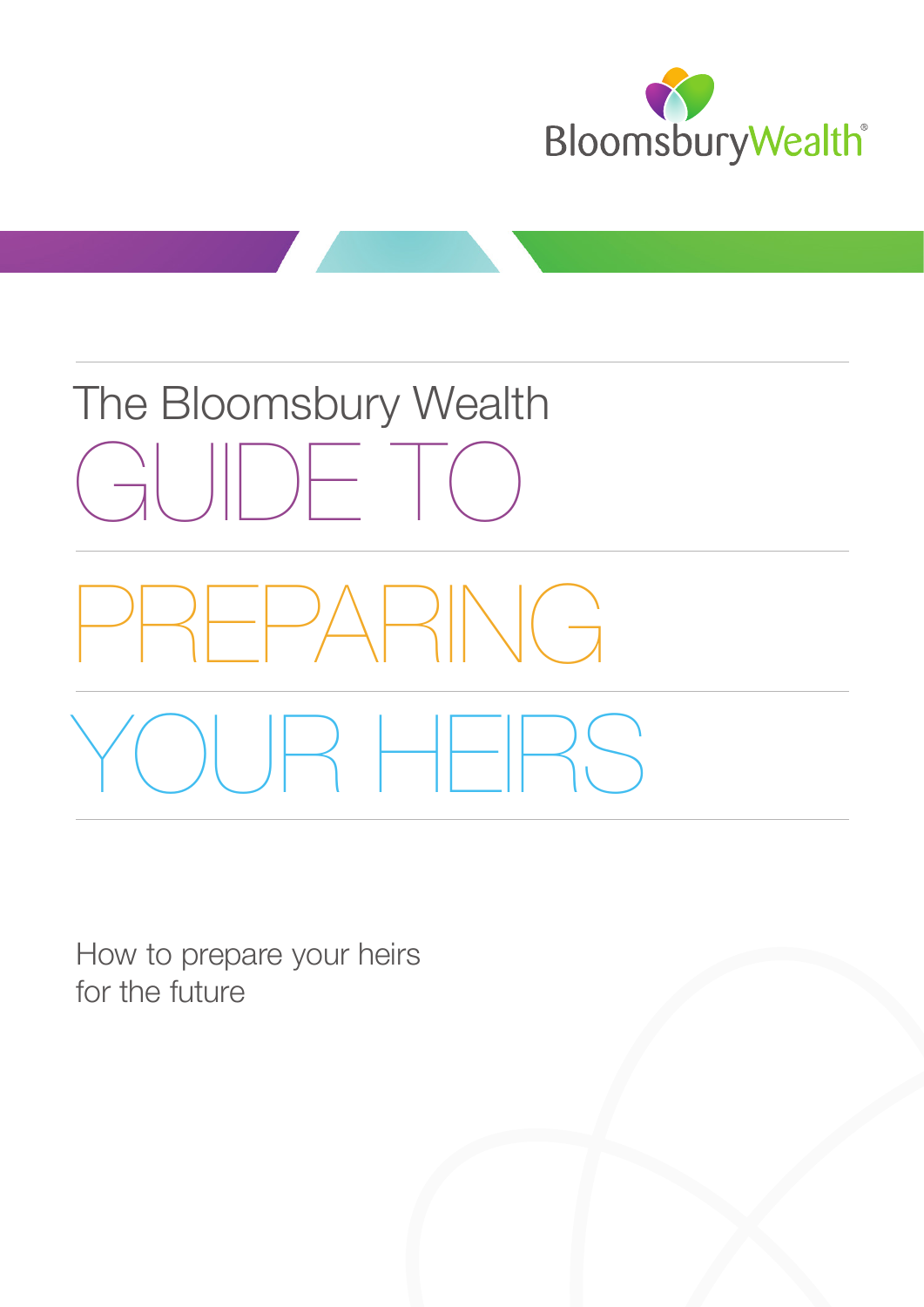BloomsburyWealth®

# The Bloomsbury Wealth GUIDE TO PREPARING YOUR HEIRS

How to prepare your heirs for the future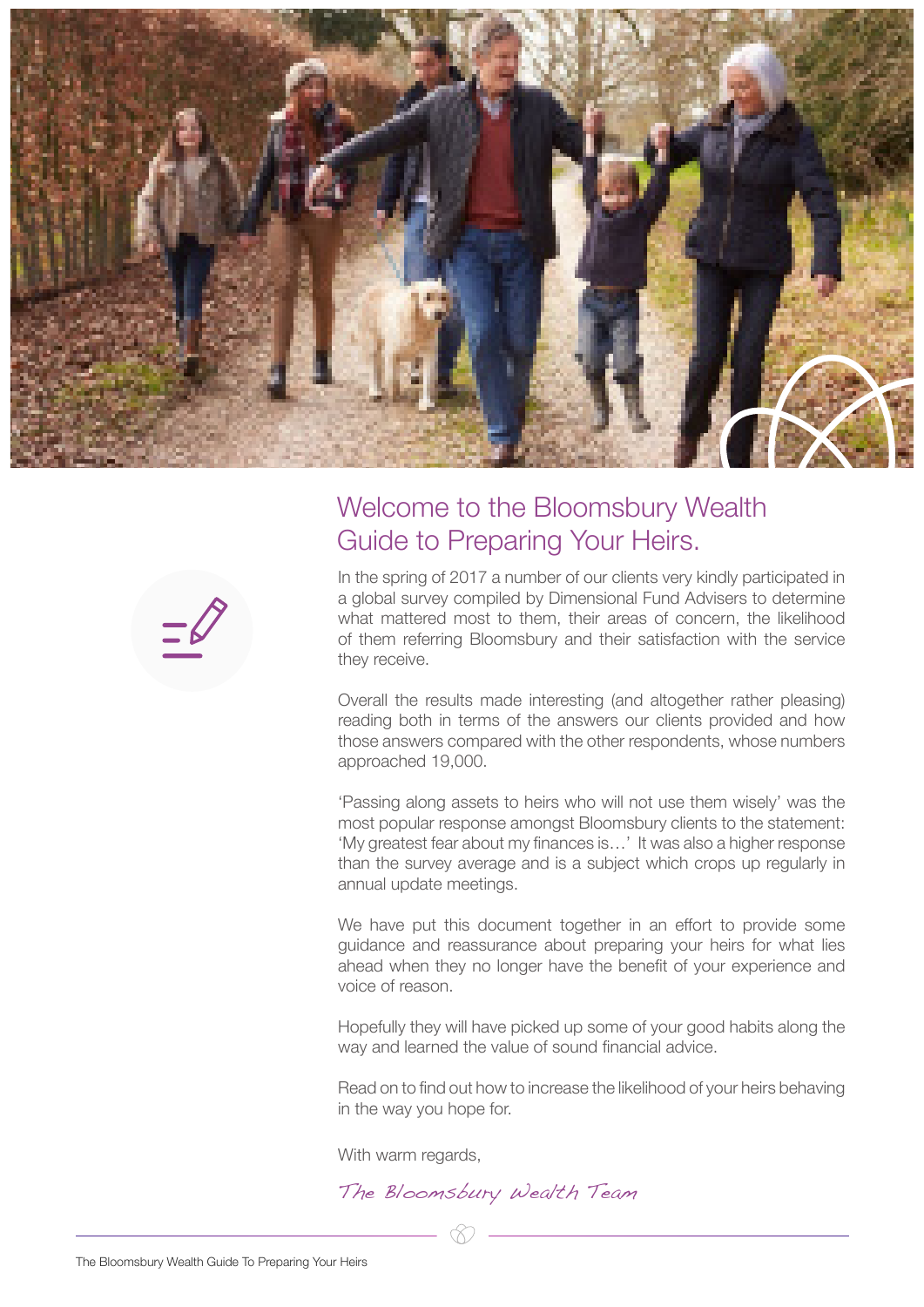# Welcome to the Bloomsbury Wealth Guide to Preparing Your Heirs.

In the spring of 2017 a number of our clients very kindly participated in a global survey compiled by Dimensional Fund Advisers to determine what mattered most to them, their areas of concern, the likelihood of them referring Bloomsbury and their satisfaction with the service they receive.

Overall the results made interesting (and altogether rather pleasing) reading both in terms of the answers our clients provided and how those answers compared with the other respondents, whose numbers approached 19,000.

'Passing along assets to heirs who will not use them wisely' was the most popular response amongst Bloomsbury clients to the statement: 'My greatest fear about my finances is…' It was also a higher response than the survey average and is a subject which crops up regularly in annual update meetings.

We have put this document together in an effort to provide some guidance and reassurance about preparing your heirs for what lies ahead when they no longer have the benefit of your experience and voice of reason.

Hopefully they will have picked up some of your good habits along the way and learned the value of sound financial advice.

Read on to find out how to increase the likelihood of your heirs behaving in the way you hope for.

With warm regards,

*The Bloomsbury Wealth Team*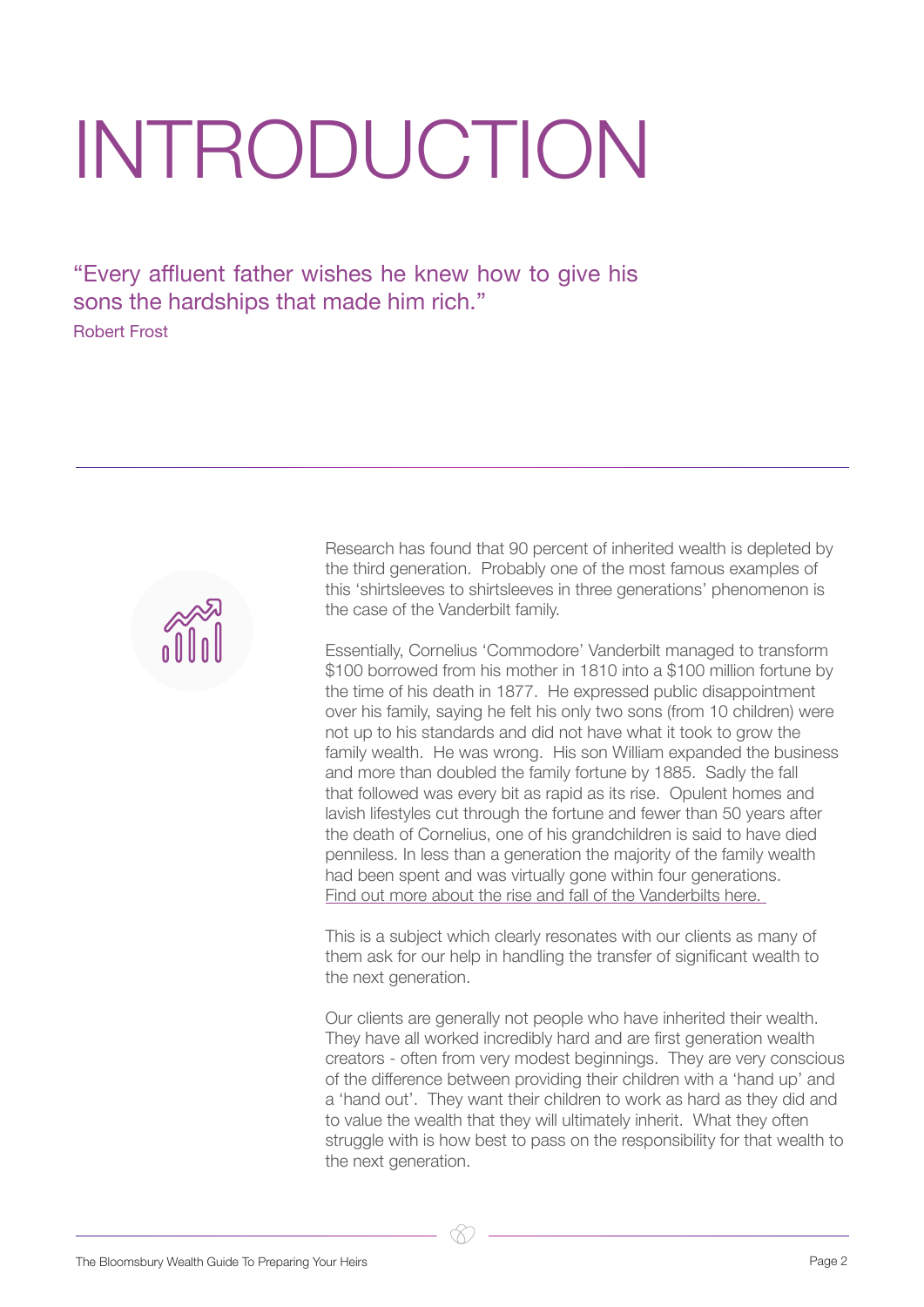# INTRODUCTION

"Every affluent father wishes he knew how to give his sons the hardships that made him rich."
Robert Frost

Research has found that 90 percent of inherited wealth is depleted by the third generation. Probably one of the most famous examples of this 'shirtsleeves to shirtsleeves in three generations' phenomenon is the case of the Vanderbilt family.

Essentially, Cornelius 'Commodore' Vanderbilt managed to transform $100 borrowed from his mother in 1810 into a $100 million fortune by the time of his death in 1877. He expressed public disappointment over his family, saying he felt his only two sons (from 10 children) were not up to his standards and did not have what it took to grow the family wealth. He was wrong. His son William expanded the business and more than doubled the family fortune by 1885. Sadly the fall that followed was every bit as rapid as its rise. Opulent homes and lavish lifestyles cut through the fortune and fewer than 50 years after the death of Cornelius, one of his grandchildren is said to have died penniless. In less than a generation the majority of the family wealth had been spent and was virtually gone within four generations. Find out more about the rise and fall of the Vanderbilts here.

This is a subject which clearly resonates with our clients as many of them ask for our help in handling the transfer of significant wealth to the next generation.

Our clients are generally not people who have inherited their wealth. They have all worked incredibly hard and are first generation wealth creators - often from very modest beginnings. They are very conscious of the difference between providing their children with a 'hand up' and a 'hand out'. They want their children to work as hard as they did and to value the wealth that they will ultimately inherit. What they often struggle with is how best to pass on the responsibility for that wealth to the next generation.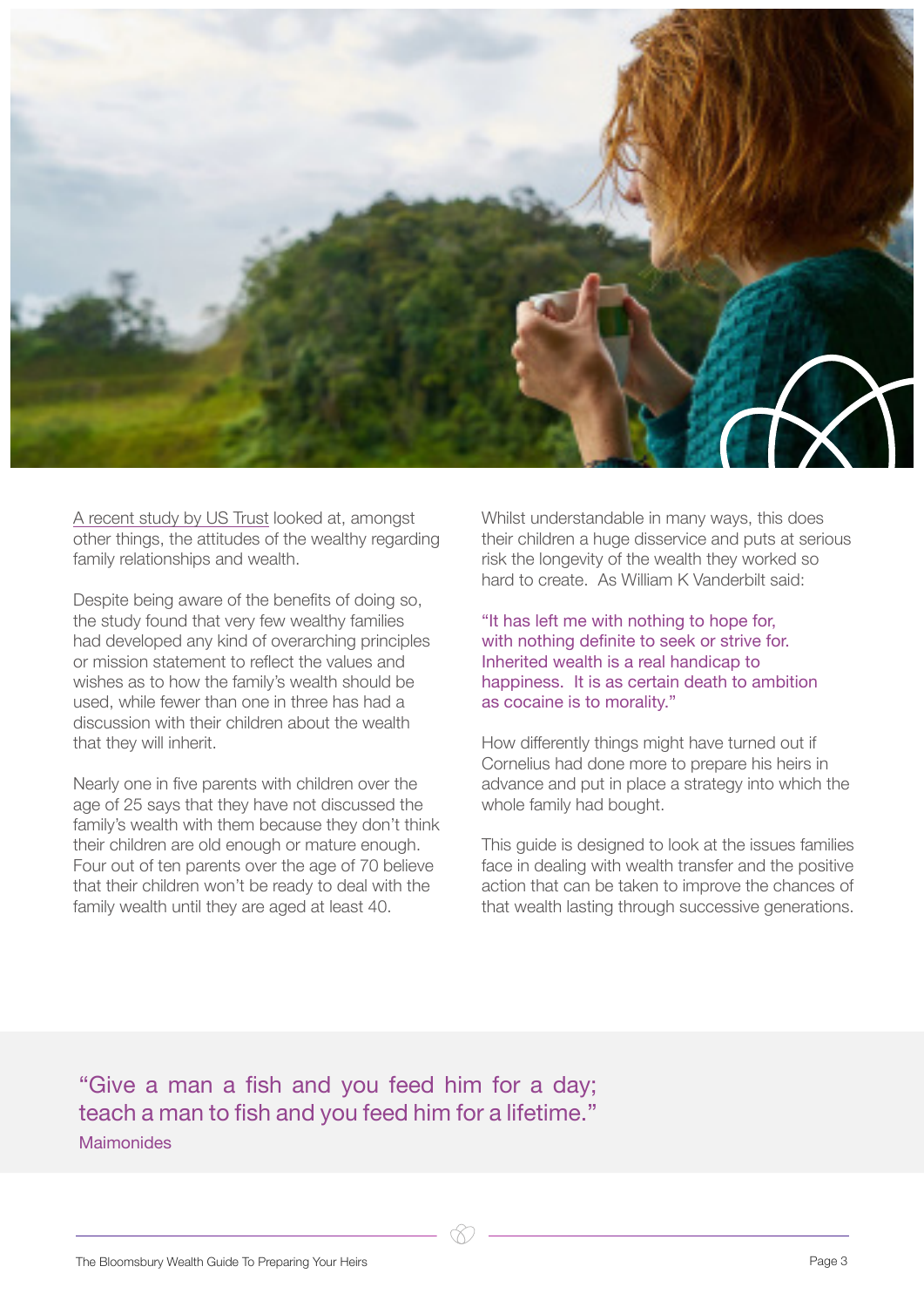A recent study by US Trust looked at, amongst other things, the attitudes of the wealthy regarding family relationships and wealth.

Despite being aware of the benefits of doing so, the study found that very few wealthy families had developed any kind of overarching principles or mission statement to reflect the values and wishes as to how the family's wealth should be used, while fewer than one in three has had a discussion with their children about the wealth that they will inherit.

Nearly one in five parents with children over the age of 25 says that they have not discussed the family's wealth with them because they don't think their children are old enough or mature enough. Four out of ten parents over the age of 70 believe that their children won't be ready to deal with the family wealth until they are aged at least 40.

Whilst understandable in many ways, this does their children a huge disservice and puts at serious risk the longevity of the wealth they worked so hard to create. As William K Vanderbilt said:

> "It has left me with nothing to hope for, with nothing definite to seek or strive for. Inherited wealth is a real handicap to happiness. It is as certain death to ambition as cocaine is to morality."

How differently things might have turned out if Cornelius had done more to prepare his heirs in advance and put in place a strategy into which the whole family had bought.

This guide is designed to look at the issues families face in dealing with wealth transfer and the positive action that can be taken to improve the chances of that wealth lasting through successive generations.

> "Give a man a fish and you feed him for a day; teach a man to fish and you feed him for a lifetime."
>
> Maimonides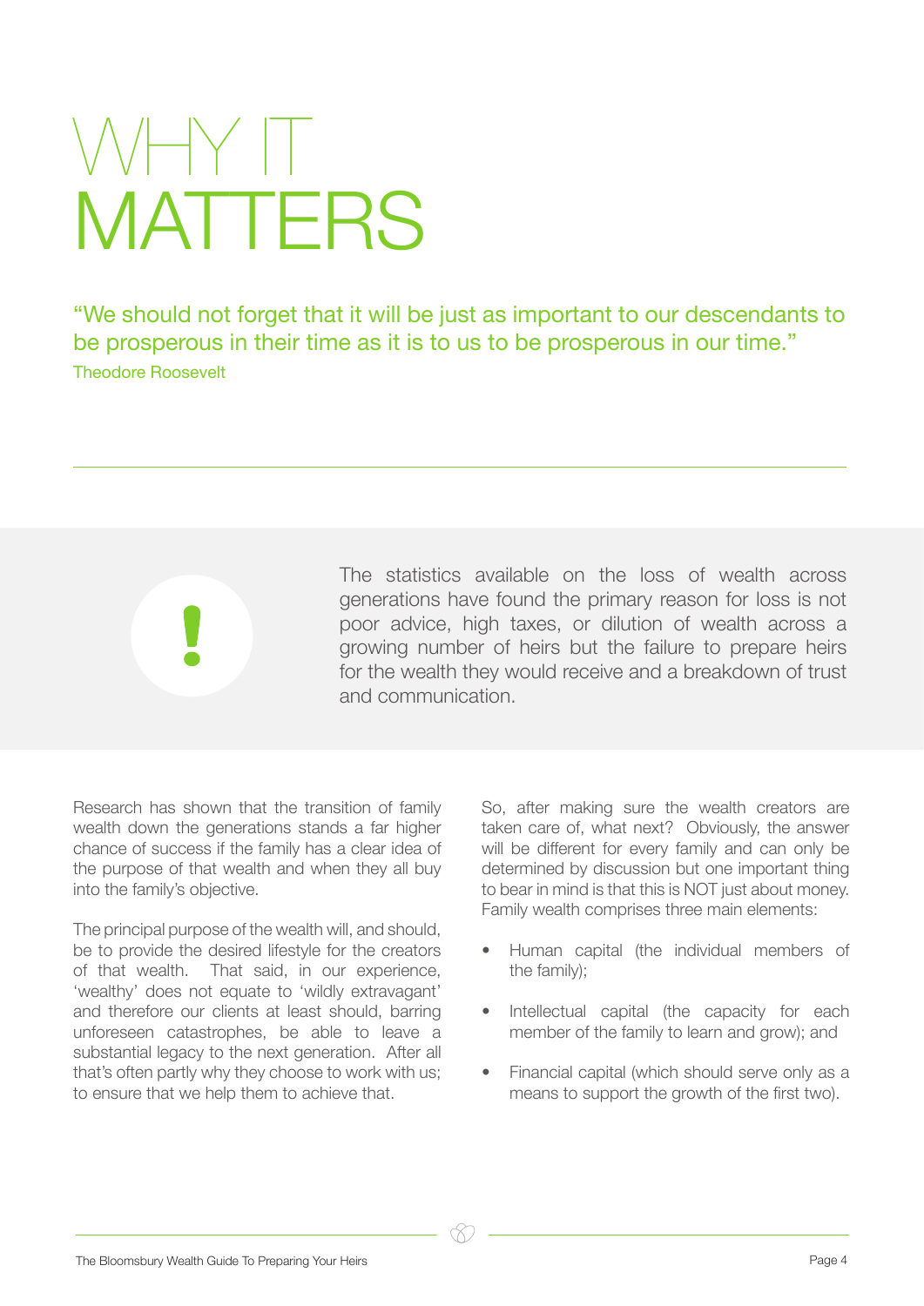# WHY IT MATTERS

"We should not forget that it will be just as important to our descendants to be prosperous in their time as it is to us to be prosperous in our time."
Theodore Roosevelt

---

The statistics available on the loss of wealth across generations have found the primary reason for loss is not poor advice, high taxes, or dilution of wealth across a growing number of heirs but the failure to prepare heirs for the wealth they would receive and a breakdown of trust and communication.

Research has shown that the transition of family wealth down the generations stands a far higher chance of success if the family has a clear idea of the purpose of that wealth and when they all buy into the family's objective.

The principal purpose of the wealth will, and should, be to provide the desired lifestyle for the creators of that wealth. That said, in our experience, 'wealthy' does not equate to 'wildly extravagant' and therefore our clients at least should, barring unforeseen catastrophes, be able to leave a substantial legacy to the next generation. After all that's often partly why they choose to work with us; to ensure that we help them to achieve that.

So, after making sure the wealth creators are taken care of, what next? Obviously, the answer will be different for every family and can only be determined by discussion but one important thing to bear in mind is that this is NOT just about money. Family wealth comprises three main elements:

- Human capital (the individual members of the family);
- Intellectual capital (the capacity for each member of the family to learn and grow); and
- Financial capital (which should serve only as a means to support the growth of the first two).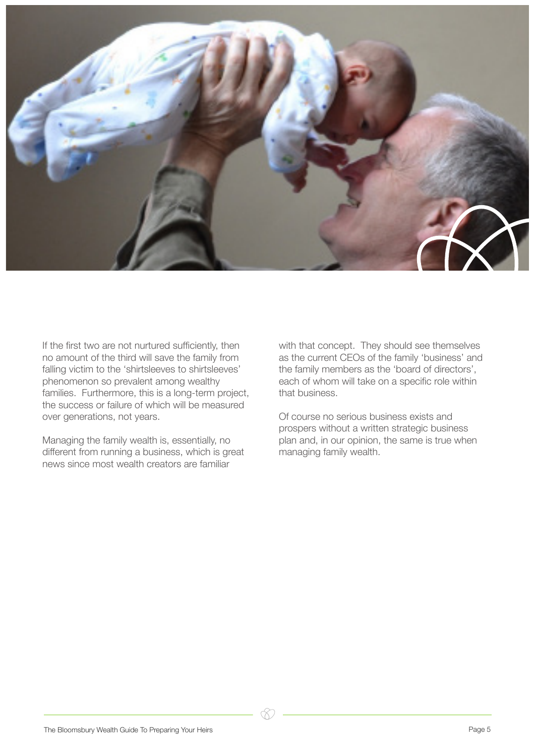If the first two are not nurtured sufficiently, then no amount of the third will save the family from falling victim to the 'shirtsleeves to shirtsleeves' phenomenon so prevalent among wealthy families. Furthermore, this is a long-term project, the success or failure of which will be measured over generations, not years.

Managing the family wealth is, essentially, no different from running a business, which is great news since most wealth creators are familiar with that concept. They should see themselves as the current CEOs of the family 'business' and the family members as the 'board of directors', each of whom will take on a specific role within that business.

Of course no serious business exists and prospers without a written strategic business plan and, in our opinion, the same is true when managing family wealth.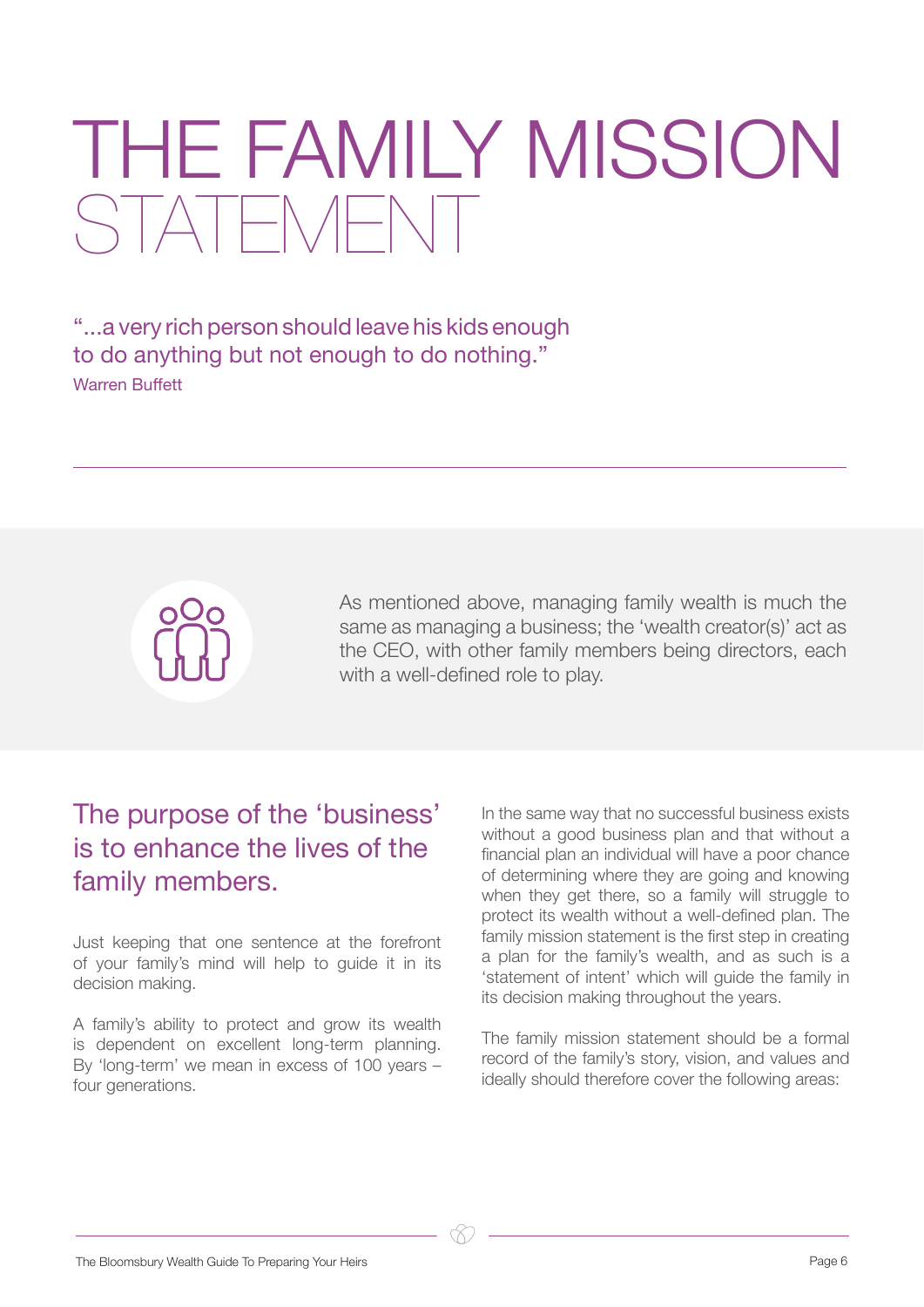# THE FAMILY MISSION STATEMENT

"...a very rich person should leave his kids enough to do anything but not enough to do nothing."
Warren Buffett

---

As mentioned above, managing family wealth is much the same as managing a business; the 'wealth creator(s)' act as the CEO, with other family members being directors, each with a well-defined role to play.

## The purpose of the 'business' is to enhance the lives of the family members.

Just keeping that one sentence at the forefront of your family's mind will help to guide it in its decision making.

A family's ability to protect and grow its wealth is dependent on excellent long-term planning. By 'long-term' we mean in excess of 100 years – four generations.

In the same way that no successful business exists without a good business plan and that without a financial plan an individual will have a poor chance of determining where they are going and knowing when they get there, so a family will struggle to protect its wealth without a well-defined plan. The family mission statement is the first step in creating a plan for the family's wealth, and as such is a 'statement of intent' which will guide the family in its decision making throughout the years.

The family mission statement should be a formal record of the family's story, vision, and values and ideally should therefore cover the following areas: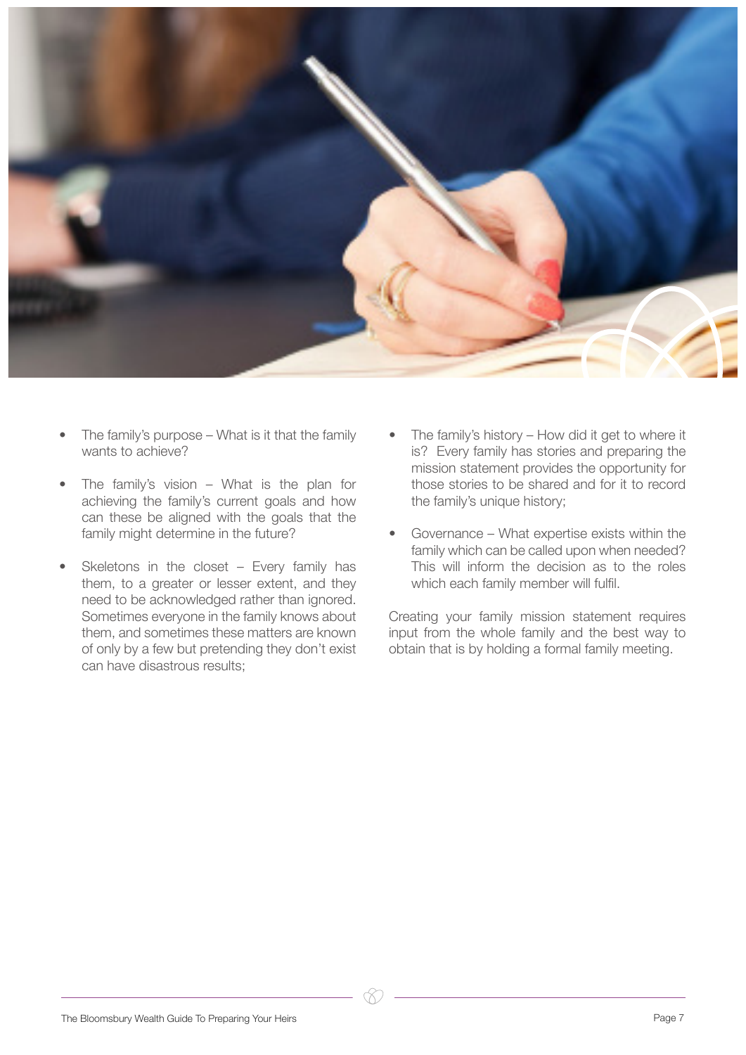- The family's purpose – What is it that the family wants to achieve?
- The family's vision – What is the plan for achieving the family's current goals and how can these be aligned with the goals that the family might determine in the future?
- Skeletons in the closet – Every family has them, to a greater or lesser extent, and they need to be acknowledged rather than ignored. Sometimes everyone in the family knows about them, and sometimes these matters are known of only by a few but pretending they don't exist can have disastrous results;
- The family's history – How did it get to where it is? Every family has stories and preparing the mission statement provides the opportunity for those stories to be shared and for it to record the family's unique history;
- Governance – What expertise exists within the family which can be called upon when needed? This will inform the decision as to the roles which each family member will fulfil.

Creating your family mission statement requires input from the whole family and the best way to obtain that is by holding a formal family meeting.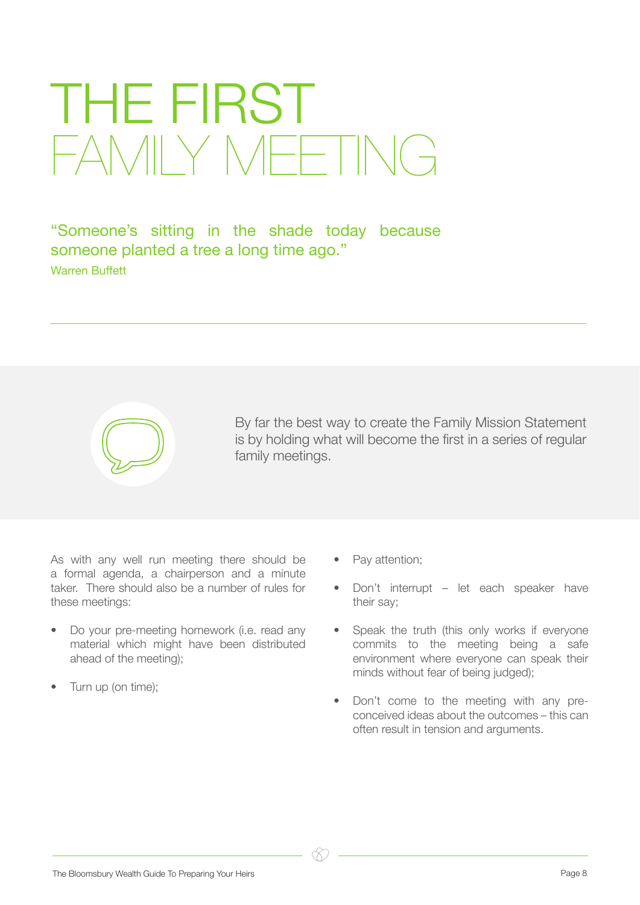# THE FIRST FAMILY MEETING

"Someone's sitting in the shade today because someone planted a tree a long time ago."
Warren Buffett

By far the best way to create the Family Mission Statement is by holding what will become the first in a series of regular family meetings.

As with any well run meeting there should be a formal agenda, a chairperson and a minute taker. There should also be a number of rules for these meetings:

- Do your pre-meeting homework (i.e. read any material which might have been distributed ahead of the meeting);
- Turn up (on time);
- Pay attention;
- Don't interrupt – let each speaker have their say;
- Speak the truth (this only works if everyone commits to the meeting being a safe environment where everyone can speak their minds without fear of being judged);
- Don't come to the meeting with any pre-conceived ideas about the outcomes – this can often result in tension and arguments.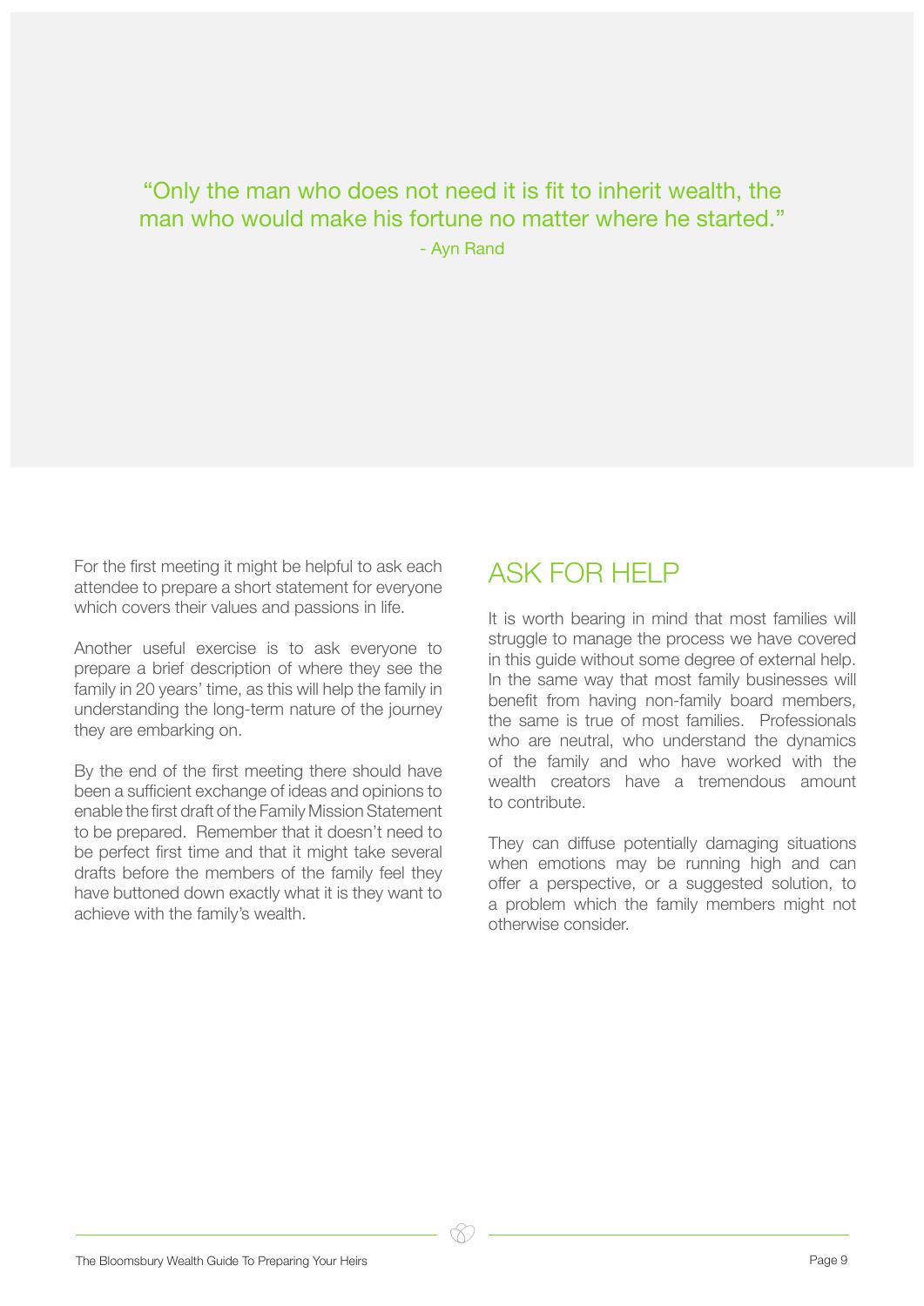> “Only the man who does not need it is fit to inherit wealth, the man who would make his fortune no matter where he started.”
>
> - Ayn Rand

For the first meeting it might be helpful to ask each attendee to prepare a short statement for everyone which covers their values and passions in life.

Another useful exercise is to ask everyone to prepare a brief description of where they see the family in 20 years’ time, as this will help the family in understanding the long-term nature of the journey they are embarking on.

By the end of the first meeting there should have been a sufficient exchange of ideas and opinions to enable the first draft of the Family Mission Statement to be prepared. Remember that it doesn’t need to be perfect first time and that it might take several drafts before the members of the family feel they have buttoned down exactly what it is they want to achieve with the family’s wealth.

## ASK FOR HELP

It is worth bearing in mind that most families will struggle to manage the process we have covered in this guide without some degree of external help. In the same way that most family businesses will benefit from having non-family board members, the same is true of most families. Professionals who are neutral, who understand the dynamics of the family and who have worked with the wealth creators have a tremendous amount to contribute.

They can diffuse potentially damaging situations when emotions may be running high and can offer a perspective, or a suggested solution, to a problem which the family members might not otherwise consider.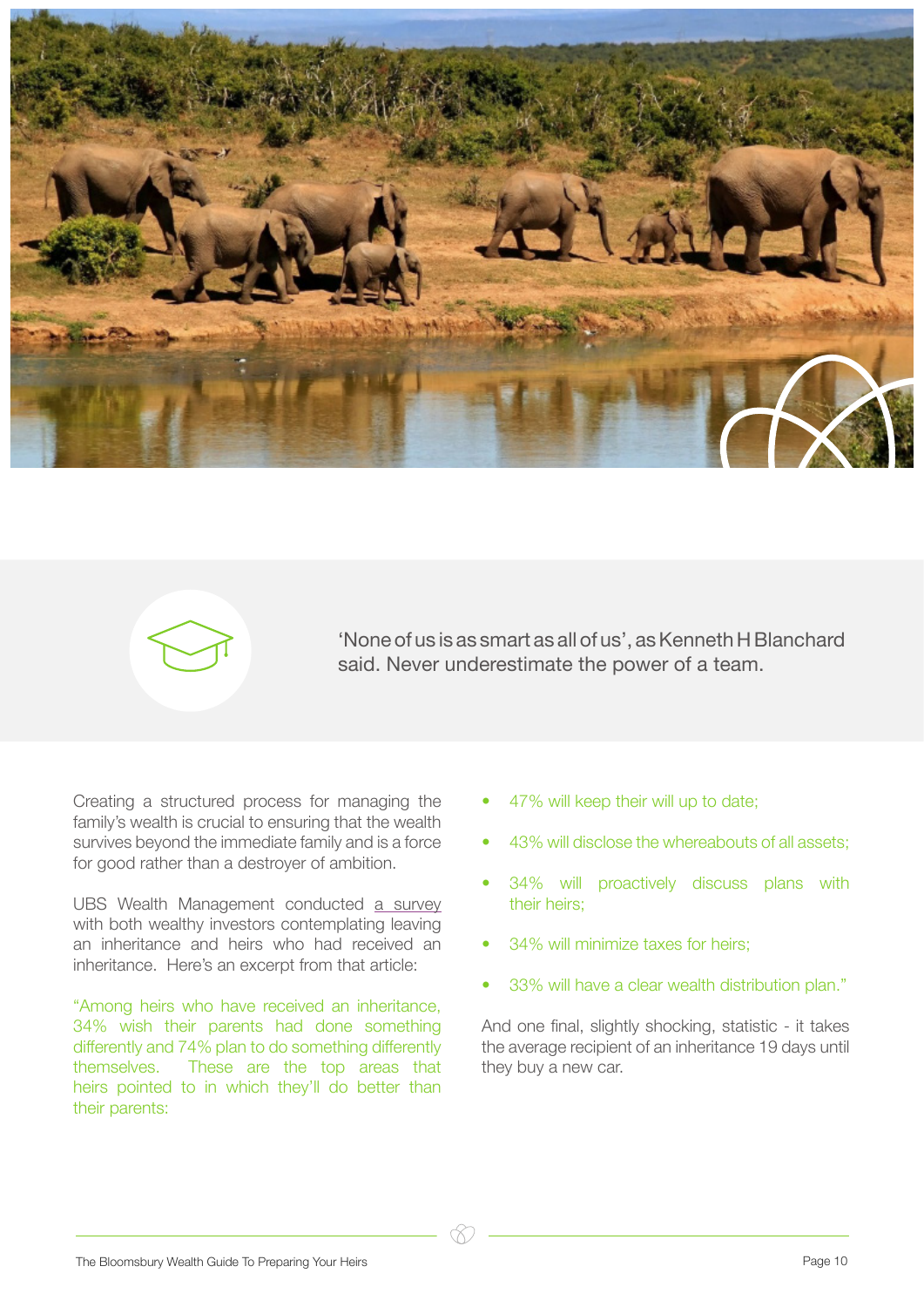'None of us is as smart as all of us', as Kenneth H Blanchard said. Never underestimate the power of a team.

Creating a structured process for managing the family's wealth is crucial to ensuring that the wealth survives beyond the immediate family and is a force for good rather than a destroyer of ambition.

UBS Wealth Management conducted a survey with both wealthy investors contemplating leaving an inheritance and heirs who had received an inheritance. Here's an excerpt from that article:

"Among heirs who have received an inheritance, 34% wish their parents had done something differently and 74% plan to do something differently themselves. These are the top areas that heirs pointed to in which they'll do better than their parents:

- 47% will keep their will up to date;
- 43% will disclose the whereabouts of all assets;
- 34% will proactively discuss plans with their heirs;
- 34% will minimize taxes for heirs;
- 33% will have a clear wealth distribution plan."

And one final, slightly shocking, statistic - it takes the average recipient of an inheritance 19 days until they buy a new car.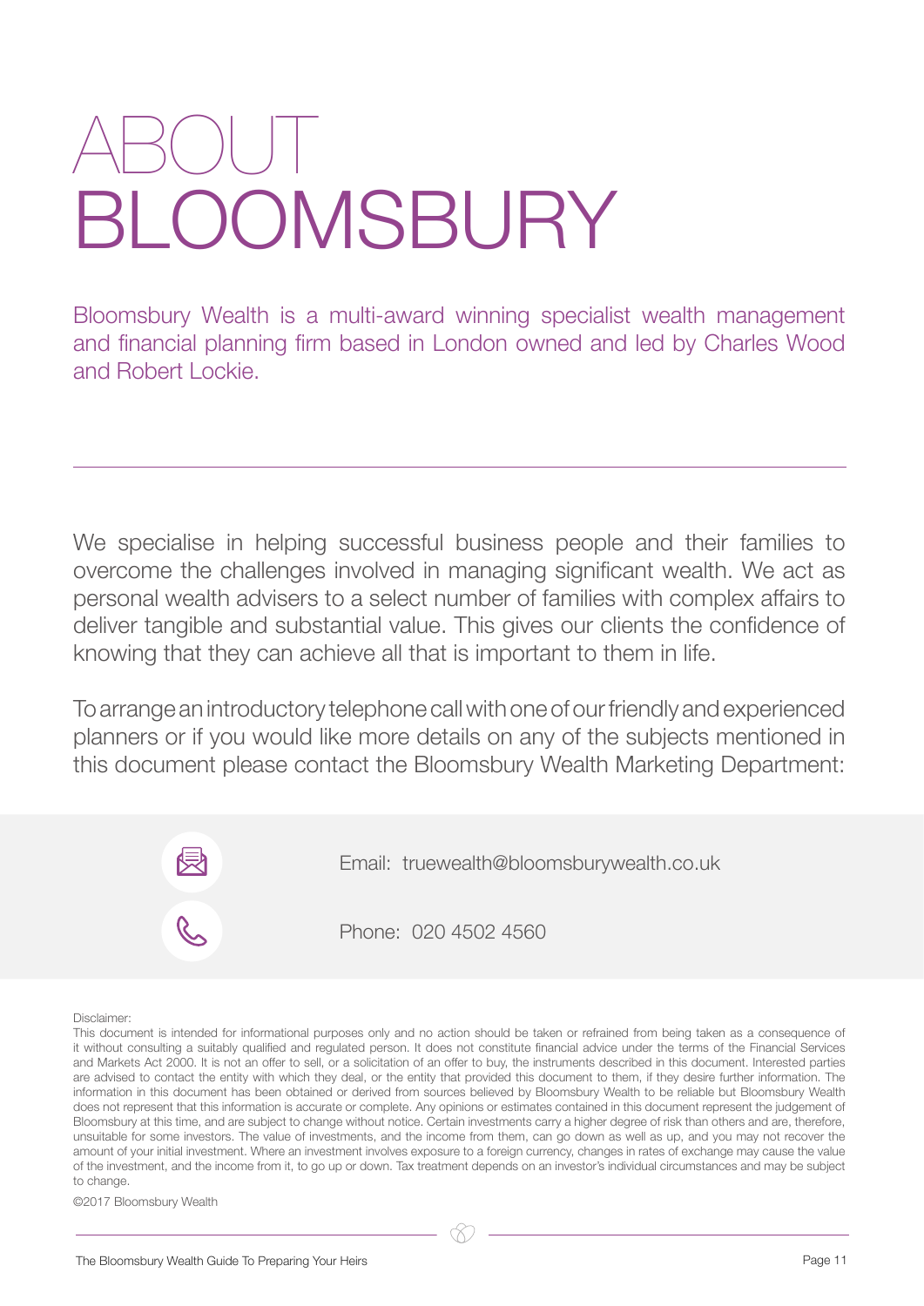# ABOUT BLOOMSBURY

Bloomsbury Wealth is a multi-award winning specialist wealth management and financial planning firm based in London owned and led by Charles Wood and Robert Lockie.

---

We specialise in helping successful business people and their families to overcome the challenges involved in managing significant wealth. We act as personal wealth advisers to a select number of families with complex affairs to deliver tangible and substantial value. This gives our clients the confidence of knowing that they can achieve all that is important to them in life.

To arrange an introductory telephone call with one of our friendly and experienced planners or if you would like more details on any of the subjects mentioned in this document please contact the Bloomsbury Wealth Marketing Department:

Email: truewealth@bloomsburywealth.co.uk

Phone: 020 4502 4560

Disclaimer:

This document is intended for informational purposes only and no action should be taken or refrained from being taken as a consequence of it without consulting a suitably qualified and regulated person. It does not constitute financial advice under the terms of the Financial Services and Markets Act 2000. It is not an offer to sell, or a solicitation of an offer to buy, the instruments described in this document. Interested parties are advised to contact the entity with which they deal, or the entity that provided this document to them, if they desire further information. The information in this document has been obtained or derived from sources believed by Bloomsbury Wealth to be reliable but Bloomsbury Wealth does not represent that this information is accurate or complete. Any opinions or estimates contained in this document represent the judgement of Bloomsbury at this time, and are subject to change without notice. Certain investments carry a higher degree of risk than others and are, therefore, unsuitable for some investors. The value of investments, and the income from them, can go down as well as up, and you may not recover the amount of your initial investment. Where an investment involves exposure to a foreign currency, changes in rates of exchange may cause the value of the investment, and the income from it, to go up or down. Tax treatment depends on an investor's individual circumstances and may be subject to change.

©2017 Bloomsbury Wealth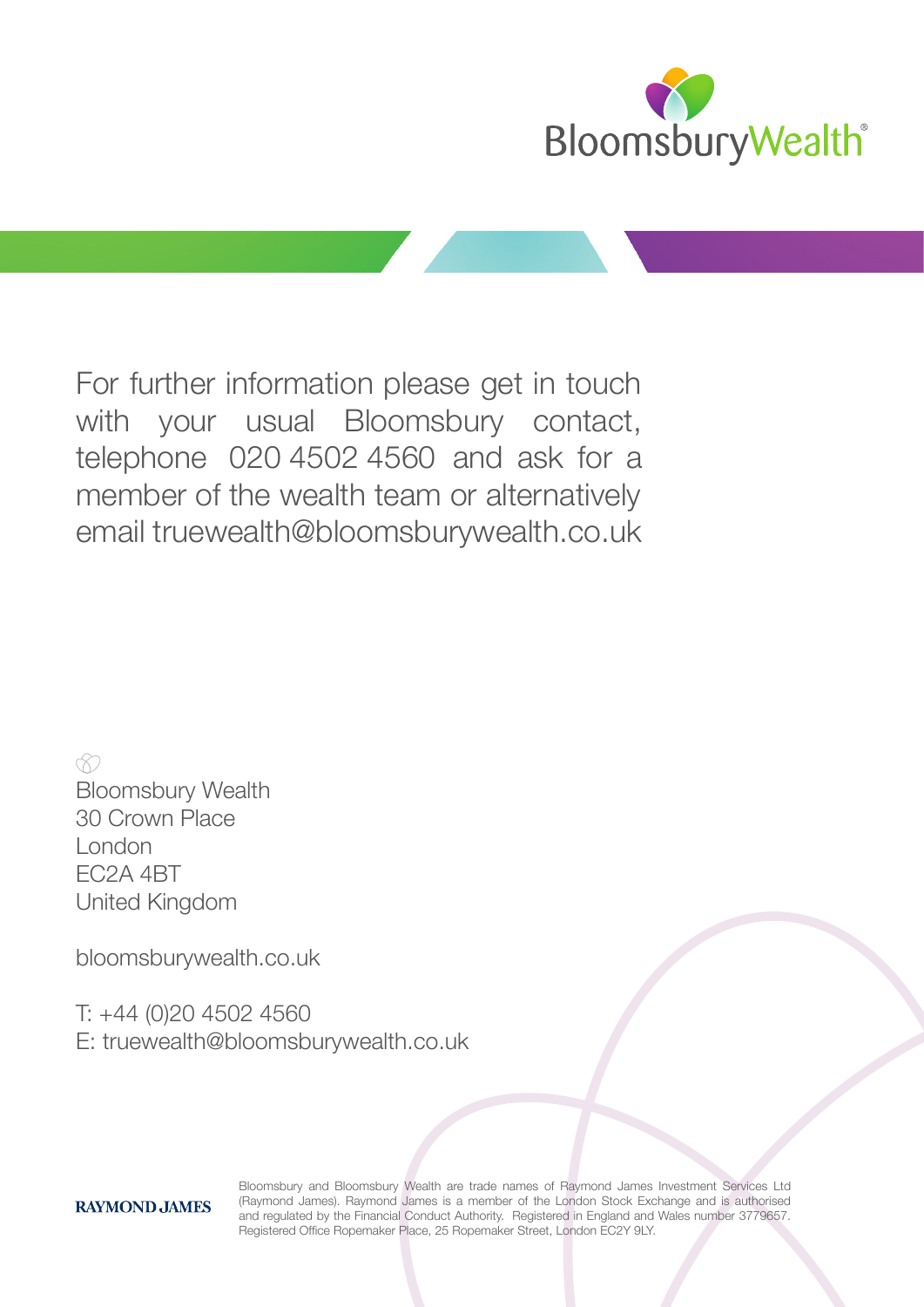BloomsburyWealth®

For further information please get in touch with your usual Bloomsbury contact, telephone 020 4502 4560 and ask for a member of the wealth team or alternatively email truewealth@bloomsburywealth.co.uk

Bloomsbury Wealth
30 Crown Place
London
EC2A 4BT
United Kingdom

bloomsburywealth.co.uk

T: +44 (0)20 4502 4560
E: truewealth@bloomsburywealth.co.uk

RAYMOND JAMES

Bloomsbury and Bloomsbury Wealth are trade names of Raymond James Investment Services Ltd (Raymond James). Raymond James is a member of the London Stock Exchange and is authorised and regulated by the Financial Conduct Authority. Registered in England and Wales number 3779657. Registered Office Ropemaker Place, 25 Ropemaker Street, London EC2Y 9LY.